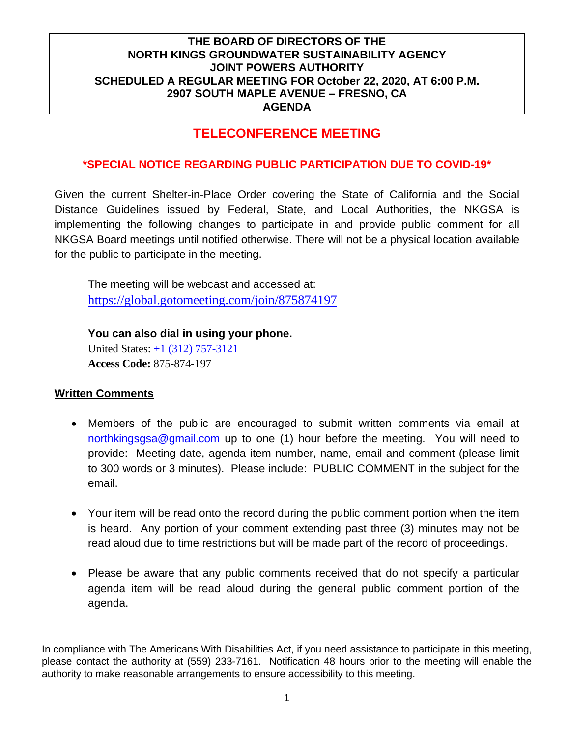**THE BOARD OF DIRECTORS OF THE**
**NORTH KINGS GROUNDWATER SUSTAINABILITY AGENCY**
**JOINT POWERS AUTHORITY**
**SCHEDULED A REGULAR MEETING FOR October 22, 2020, AT 6:00 P.M.**
**2907 SOUTH MAPLE AVENUE – FRESNO, CA**
**AGENDA**

# TELECONFERENCE MEETING

## *SPECIAL NOTICE REGARDING PUBLIC PARTICIPATION DUE TO COVID-19*

Given the current Shelter-in-Place Order covering the State of California and the Social Distance Guidelines issued by Federal, State, and Local Authorities, the NKGSA is implementing the following changes to participate in and provide public comment for all NKGSA Board meetings until notified otherwise. There will not be a physical location available for the public to participate in the meeting.

The meeting will be webcast and accessed at:
https://global.gotomeeting.com/join/875874197

**You can also dial in using your phone.**
United States: +1 (312) 757-3121
**Access Code:** 875-874-197

**Written Comments**

- Members of the public are encouraged to submit written comments via email at northkingsgsa@gmail.com up to one (1) hour before the meeting. You will need to provide: Meeting date, agenda item number, name, email and comment (please limit to 300 words or 3 minutes). Please include: PUBLIC COMMENT in the subject for the email.

- Your item will be read onto the record during the public comment portion when the item is heard. Any portion of your comment extending past three (3) minutes may not be read aloud due to time restrictions but will be made part of the record of proceedings.

- Please be aware that any public comments received that do not specify a particular agenda item will be read aloud during the general public comment portion of the agenda.

In compliance with The Americans With Disabilities Act, if you need assistance to participate in this meeting, please contact the authority at (559) 233-7161. Notification 48 hours prior to the meeting will enable the authority to make reasonable arrangements to ensure accessibility to this meeting.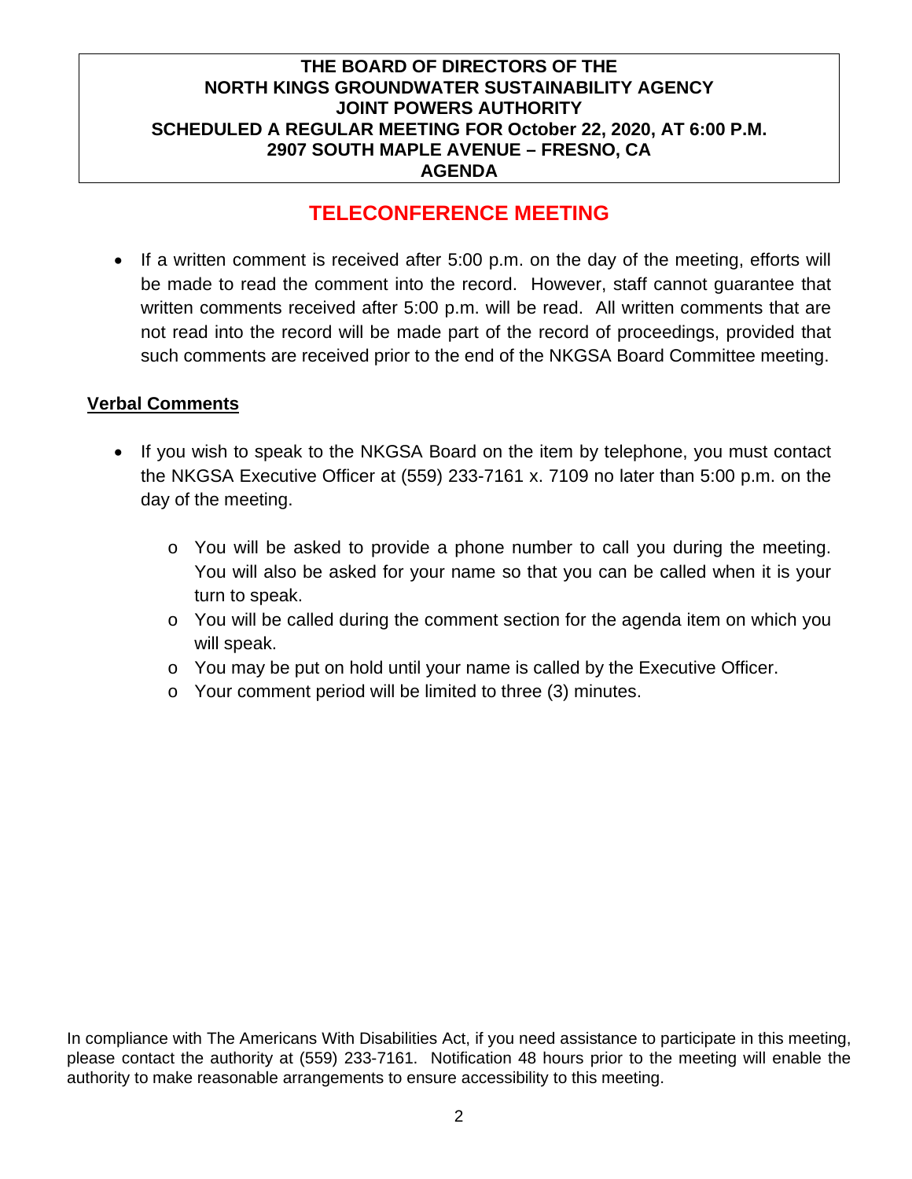**THE BOARD OF DIRECTORS OF THE**
**NORTH KINGS GROUNDWATER SUSTAINABILITY AGENCY**
**JOINT POWERS AUTHORITY**
**SCHEDULED A REGULAR MEETING FOR October 22, 2020, AT 6:00 P.M.**
**2907 SOUTH MAPLE AVENUE – FRESNO, CA**
**AGENDA**

## TELECONFERENCE MEETING

- If a written comment is received after 5:00 p.m. on the day of the meeting, efforts will be made to read the comment into the record. However, staff cannot guarantee that written comments received after 5:00 p.m. will be read. All written comments that are not read into the record will be made part of the record of proceedings, provided that such comments are received prior to the end of the NKGSA Board Committee meeting.

**Verbal Comments**

- If you wish to speak to the NKGSA Board on the item by telephone, you must contact the NKGSA Executive Officer at (559) 233-7161 x. 7109 no later than 5:00 p.m. on the day of the meeting.
  - You will be asked to provide a phone number to call you during the meeting. You will also be asked for your name so that you can be called when it is your turn to speak.
  - You will be called during the comment section for the agenda item on which you will speak.
  - You may be put on hold until your name is called by the Executive Officer.
  - Your comment period will be limited to three (3) minutes.

In compliance with The Americans With Disabilities Act, if you need assistance to participate in this meeting, please contact the authority at (559) 233-7161. Notification 48 hours prior to the meeting will enable the authority to make reasonable arrangements to ensure accessibility to this meeting.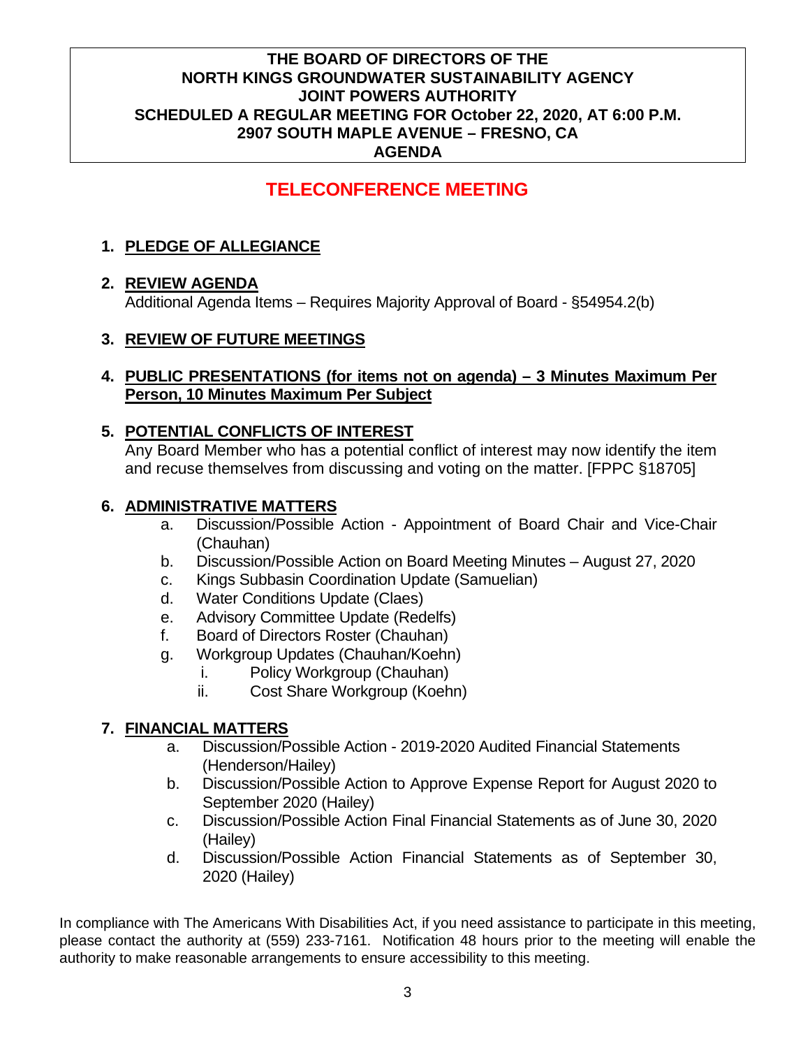**THE BOARD OF DIRECTORS OF THE**
**NORTH KINGS GROUNDWATER SUSTAINABILITY AGENCY**
**JOINT POWERS AUTHORITY**
**SCHEDULED A REGULAR MEETING FOR October 22, 2020, AT 6:00 P.M.**
**2907 SOUTH MAPLE AVENUE – FRESNO, CA**
**AGENDA**

# TELECONFERENCE MEETING

1. **PLEDGE OF ALLEGIANCE**

2. **REVIEW AGENDA**
   Additional Agenda Items – Requires Majority Approval of Board - §54954.2(b)

3. **REVIEW OF FUTURE MEETINGS**

4. **PUBLIC PRESENTATIONS (for items not on agenda) – 3 Minutes Maximum Per Person, 10 Minutes Maximum Per Subject**

5. **POTENTIAL CONFLICTS OF INTEREST**
   Any Board Member who has a potential conflict of interest may now identify the item and recuse themselves from discussing and voting on the matter. [FPPC §18705]

6. **ADMINISTRATIVE MATTERS**
   a. Discussion/Possible Action - Appointment of Board Chair and Vice-Chair (Chauhan)
   b. Discussion/Possible Action on Board Meeting Minutes – August 27, 2020
   c. Kings Subbasin Coordination Update (Samuelian)
   d. Water Conditions Update (Claes)
   e. Advisory Committee Update (Redelfs)
   f. Board of Directors Roster (Chauhan)
   g. Workgroup Updates (Chauhan/Koehn)
      i. Policy Workgroup (Chauhan)
      ii. Cost Share Workgroup (Koehn)

7. **FINANCIAL MATTERS**
   a. Discussion/Possible Action - 2019-2020 Audited Financial Statements (Henderson/Hailey)
   b. Discussion/Possible Action to Approve Expense Report for August 2020 to September 2020 (Hailey)
   c. Discussion/Possible Action Final Financial Statements as of June 30, 2020 (Hailey)
   d. Discussion/Possible Action Financial Statements as of September 30, 2020 (Hailey)

In compliance with The Americans With Disabilities Act, if you need assistance to participate in this meeting, please contact the authority at (559) 233-7161. Notification 48 hours prior to the meeting will enable the authority to make reasonable arrangements to ensure accessibility to this meeting.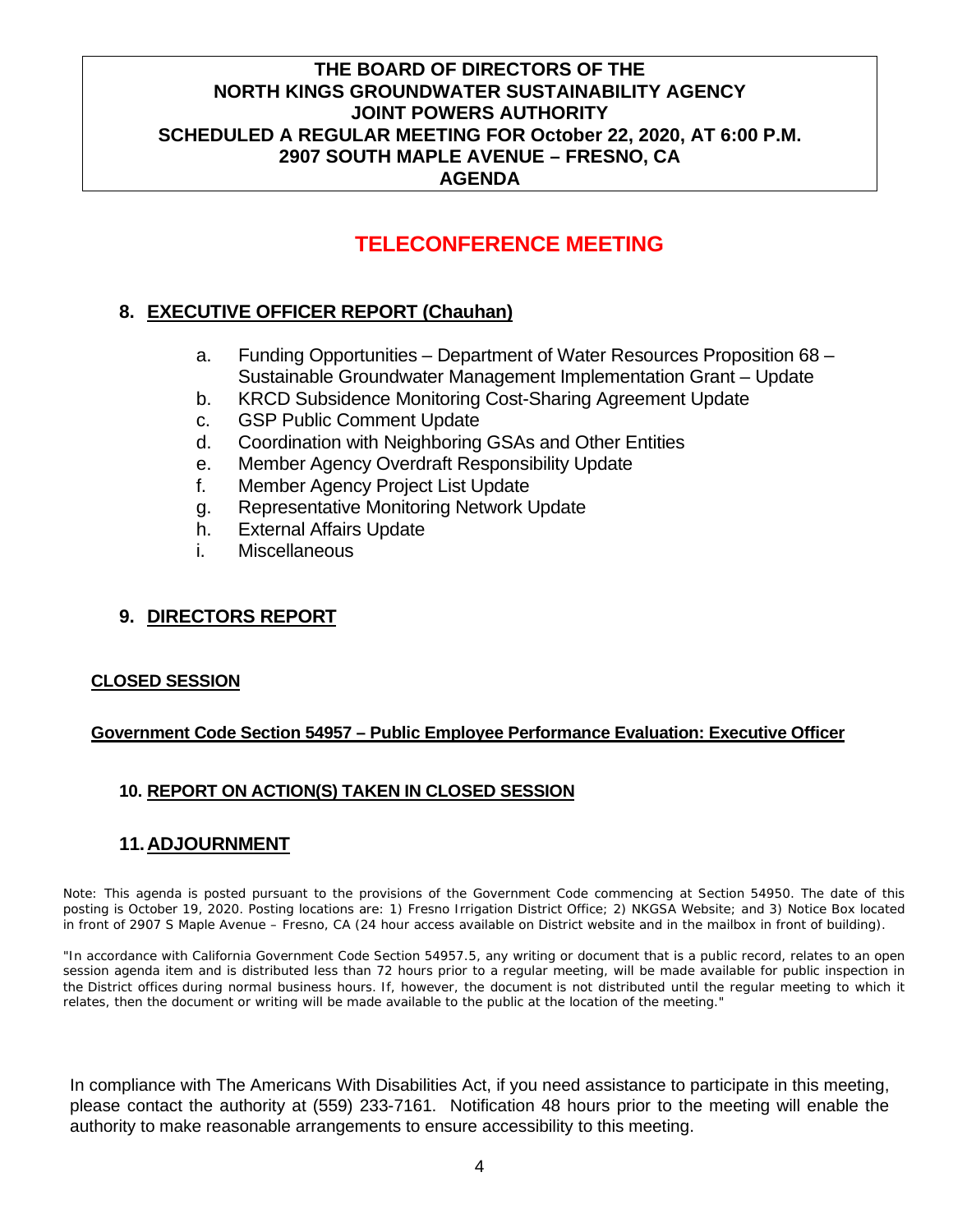**THE BOARD OF DIRECTORS OF THE NORTH KINGS GROUNDWATER SUSTAINABILITY AGENCY JOINT POWERS AUTHORITY SCHEDULED A REGULAR MEETING FOR October 22, 2020, AT 6:00 P.M. 2907 SOUTH MAPLE AVENUE – FRESNO, CA AGENDA**

# TELECONFERENCE MEETING

## 8. EXECUTIVE OFFICER REPORT (Chauhan)

a. Funding Opportunities – Department of Water Resources Proposition 68 – Sustainable Groundwater Management Implementation Grant – Update
b. KRCD Subsidence Monitoring Cost-Sharing Agreement Update
c. GSP Public Comment Update
d. Coordination with Neighboring GSAs and Other Entities
e. Member Agency Overdraft Responsibility Update
f. Member Agency Project List Update
g. Representative Monitoring Network Update
h. External Affairs Update
i. Miscellaneous

## 9. DIRECTORS REPORT

**CLOSED SESSION**

**Government Code Section 54957 – Public Employee Performance Evaluation: Executive Officer**

## 10. REPORT ON ACTION(S) TAKEN IN CLOSED SESSION

## 11. ADJOURNMENT

Note: This agenda is posted pursuant to the provisions of the Government Code commencing at Section 54950. The date of this posting is October 19, 2020. Posting locations are: 1) Fresno Irrigation District Office; 2) NKGSA Website; and 3) Notice Box located in front of 2907 S Maple Avenue – Fresno, CA (24 hour access available on District website and in the mailbox in front of building).

"In accordance with California Government Code Section 54957.5, any writing or document that is a public record, relates to an open session agenda item and is distributed less than 72 hours prior to a regular meeting, will be made available for public inspection in the District offices during normal business hours. If, however, the document is not distributed until the regular meeting to which it relates, then the document or writing will be made available to the public at the location of the meeting."

In compliance with The Americans With Disabilities Act, if you need assistance to participate in this meeting, please contact the authority at (559) 233-7161. Notification 48 hours prior to the meeting will enable the authority to make reasonable arrangements to ensure accessibility to this meeting.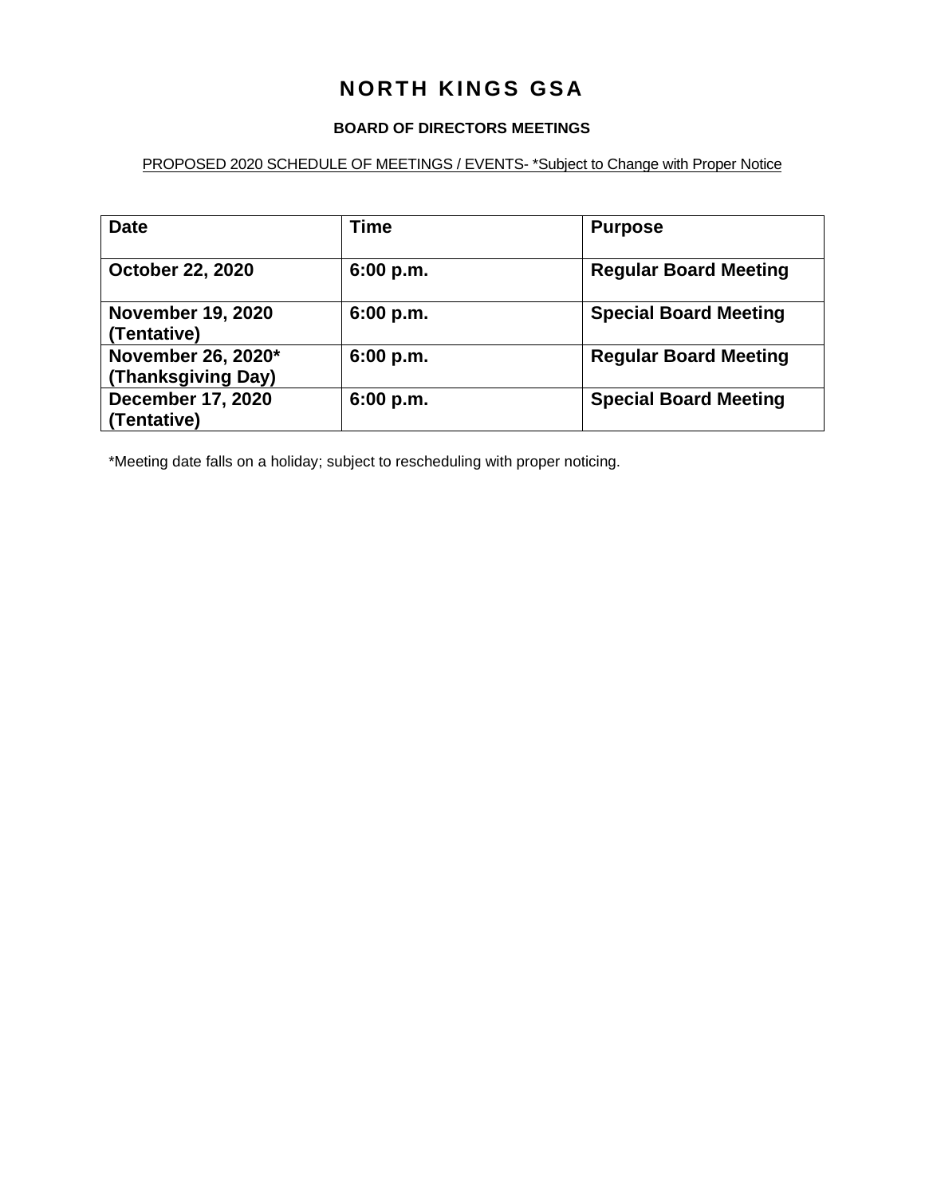# NORTH KINGS GSA

**BOARD OF DIRECTORS MEETINGS**

PROPOSED 2020 SCHEDULE OF MEETINGS / EVENTS- *Subject to Change with Proper Notice

| Date | Time | Purpose |
|---|---|---|
| **October 22, 2020** | **6:00 p.m.** | **Regular Board Meeting** |
| **November 19, 2020 (Tentative)** | **6:00 p.m.** | **Special Board Meeting** |
| **November 26, 2020* (Thanksgiving Day)** | **6:00 p.m.** | **Regular Board Meeting** |
| **December 17, 2020 (Tentative)** | **6:00 p.m.** | **Special Board Meeting** |

*Meeting date falls on a holiday; subject to rescheduling with proper noticing.